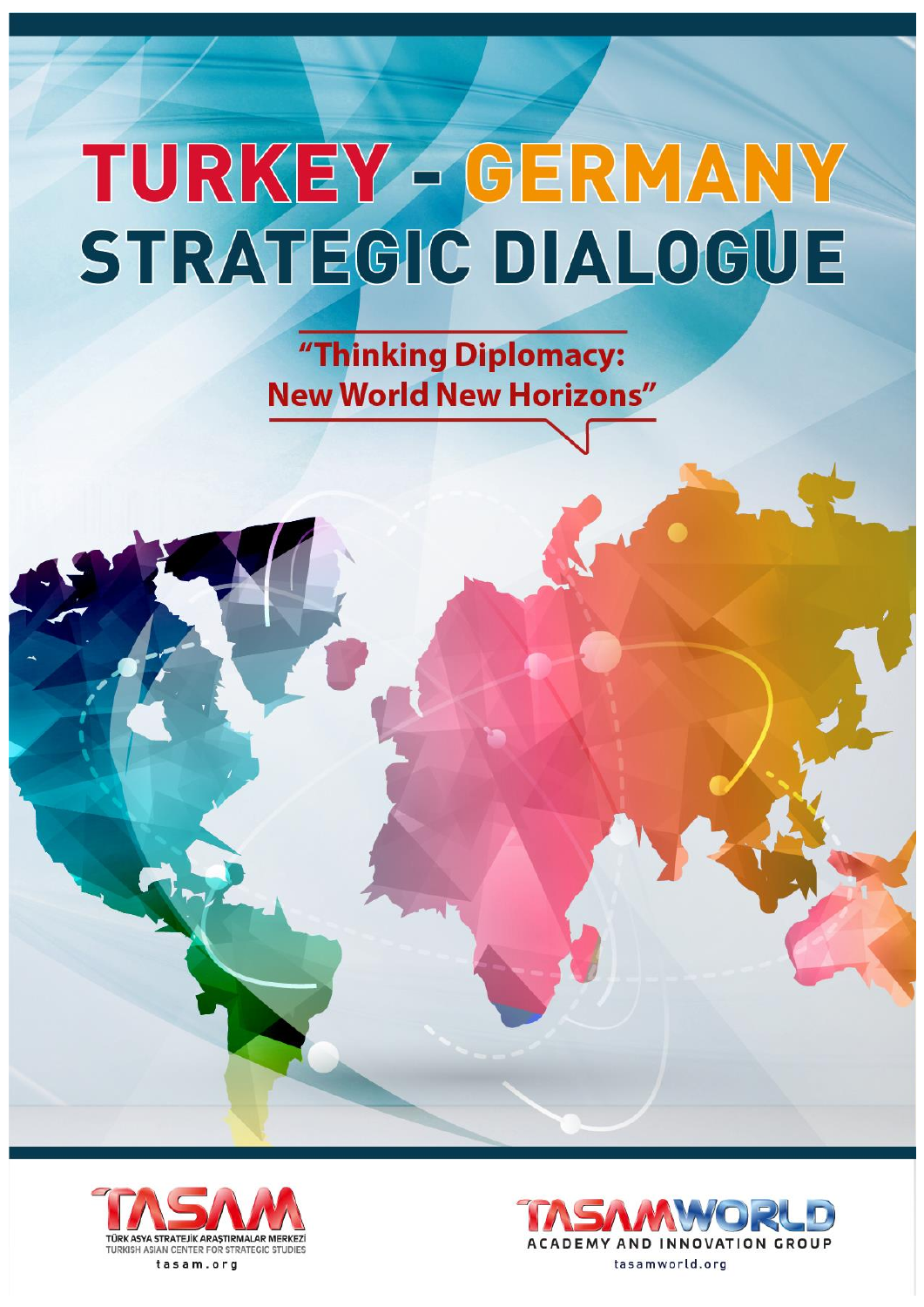# TURKEY - GERMANY STRATEGIC DIALOGUE

## "Thinking Diplomacy: New World New Horizons"

TASAM
TÜRK ASYA STRATEJİK ARAŞTIRMALAR MERKEZİ
TURKISH ASIAN CENTER FOR STRATEGIC STUDIES
tasam.org

TASAMWORLD
ACADEMY AND INNOVATION GROUP
tasamworld.org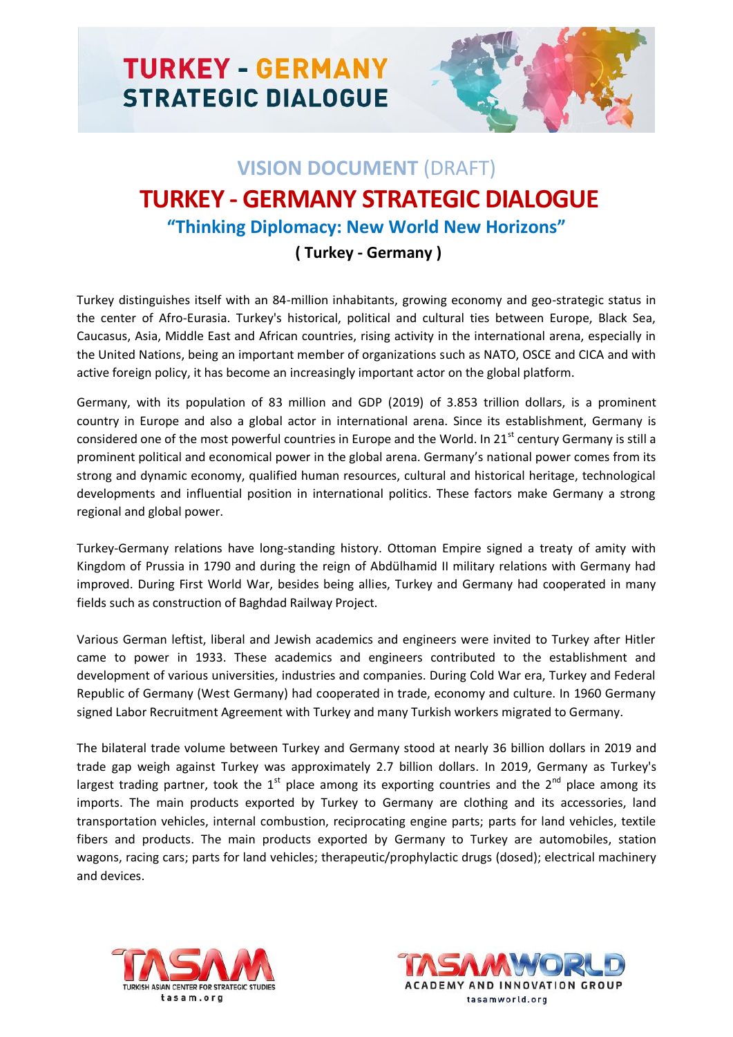# VISION DOCUMENT (DRAFT)

# TURKEY - GERMANY STRATEGIC DIALOGUE

## "Thinking Diplomacy: New World New Horizons"

### ( Turkey - Germany )

Turkey distinguishes itself with an 84-million inhabitants, growing economy and geo-strategic status in the center of Afro-Eurasia. Turkey's historical, political and cultural ties between Europe, Black Sea, Caucasus, Asia, Middle East and African countries, rising activity in the international arena, especially in the United Nations, being an important member of organizations such as NATO, OSCE and CICA and with active foreign policy, it has become an increasingly important actor on the global platform.

Germany, with its population of 83 million and GDP (2019) of 3.853 trillion dollars, is a prominent country in Europe and also a global actor in international arena. Since its establishment, Germany is considered one of the most powerful countries in Europe and the World. In 21st century Germany is still a prominent political and economical power in the global arena. Germany's national power comes from its strong and dynamic economy, qualified human resources, cultural and historical heritage, technological developments and influential position in international politics. These factors make Germany a strong regional and global power.

Turkey-Germany relations have long-standing history. Ottoman Empire signed a treaty of amity with Kingdom of Prussia in 1790 and during the reign of Abdülhamid II military relations with Germany had improved. During First World War, besides being allies, Turkey and Germany had cooperated in many fields such as construction of Baghdad Railway Project.

Various German leftist, liberal and Jewish academics and engineers were invited to Turkey after Hitler came to power in 1933. These academics and engineers contributed to the establishment and development of various universities, industries and companies. During Cold War era, Turkey and Federal Republic of Germany (West Germany) had cooperated in trade, economy and culture. In 1960 Germany signed Labor Recruitment Agreement with Turkey and many Turkish workers migrated to Germany.

The bilateral trade volume between Turkey and Germany stood at nearly 36 billion dollars in 2019 and trade gap weigh against Turkey was approximately 2.7 billion dollars. In 2019, Germany as Turkey's largest trading partner, took the 1st place among its exporting countries and the 2nd place among its imports. The main products exported by Turkey to Germany are clothing and its accessories, land transportation vehicles, internal combustion, reciprocating engine parts; parts for land vehicles, textile fibers and products. The main products exported by Germany to Turkey are automobiles, station wagons, racing cars; parts for land vehicles; therapeutic/prophylactic drugs (dosed); electrical machinery and devices.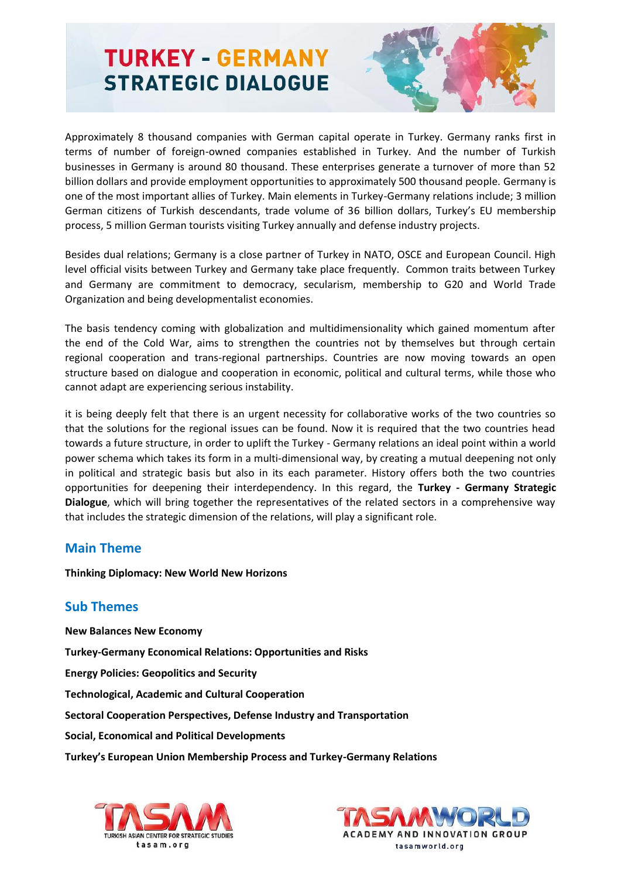# TURKEY - GERMANY STRATEGIC DIALOGUE

Approximately 8 thousand companies with German capital operate in Turkey. Germany ranks first in terms of number of foreign-owned companies established in Turkey. And the number of Turkish businesses in Germany is around 80 thousand. These enterprises generate a turnover of more than 52 billion dollars and provide employment opportunities to approximately 500 thousand people. Germany is one of the most important allies of Turkey. Main elements in Turkey-Germany relations include; 3 million German citizens of Turkish descendants, trade volume of 36 billion dollars, Turkey's EU membership process, 5 million German tourists visiting Turkey annually and defense industry projects.

Besides dual relations; Germany is a close partner of Turkey in NATO, OSCE and European Council. High level official visits between Turkey and Germany take place frequently. Common traits between Turkey and Germany are commitment to democracy, secularism, membership to G20 and World Trade Organization and being developmentalist economies.

The basis tendency coming with globalization and multidimensionality which gained momentum after the end of the Cold War, aims to strengthen the countries not by themselves but through certain regional cooperation and trans-regional partnerships. Countries are now moving towards an open structure based on dialogue and cooperation in economic, political and cultural terms, while those who cannot adapt are experiencing serious instability.

it is being deeply felt that there is an urgent necessity for collaborative works of the two countries so that the solutions for the regional issues can be found. Now it is required that the two countries head towards a future structure, in order to uplift the Turkey - Germany relations an ideal point within a world power schema which takes its form in a multi-dimensional way, by creating a mutual deepening not only in political and strategic basis but also in its each parameter. History offers both the two countries opportunities for deepening their interdependency. In this regard, the **Turkey - Germany Strategic Dialogue**, which will bring together the representatives of the related sectors in a comprehensive way that includes the strategic dimension of the relations, will play a significant role.

## Main Theme

**Thinking Diplomacy: New World New Horizons**

## Sub Themes

**New Balances New Economy**

**Turkey-Germany Economical Relations: Opportunities and Risks**

**Energy Policies: Geopolitics and Security**

**Technological, Academic and Cultural Cooperation**

**Sectoral Cooperation Perspectives, Defense Industry and Transportation**

**Social, Economical and Political Developments**

**Turkey's European Union Membership Process and Turkey-Germany Relations**

TASAM TURKISH ASIAN CENTER FOR STRATEGIC STUDIES tasam.org

TASAMWORLD ACADEMY AND INNOVATION GROUP tasamworld.org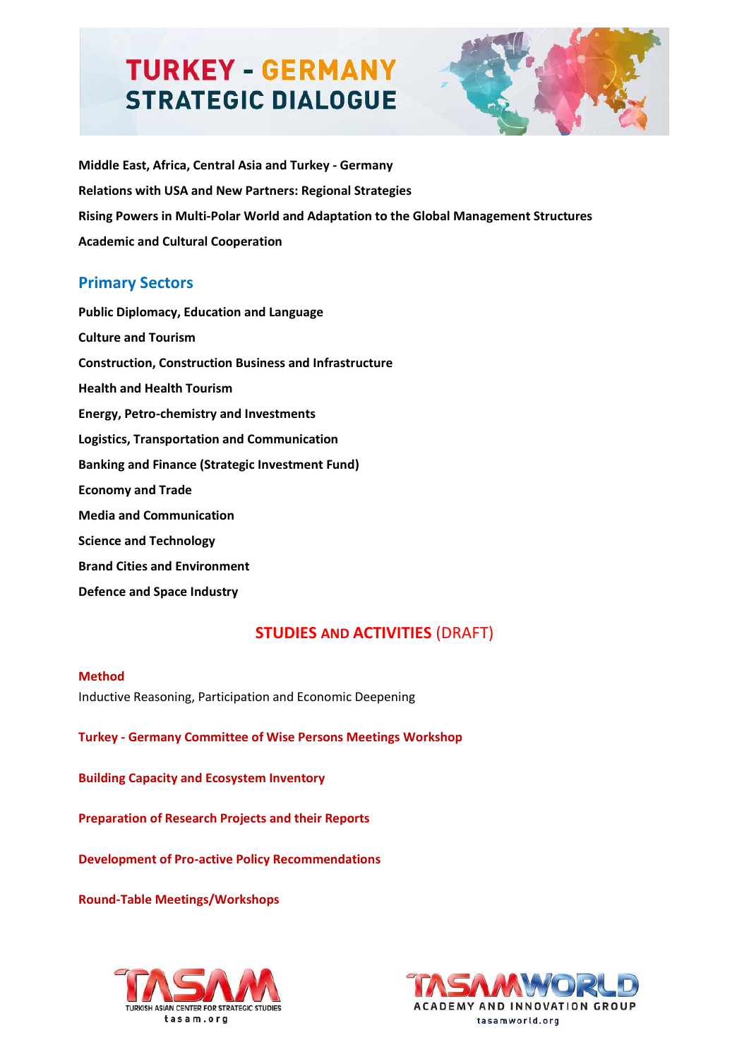**Middle East, Africa, Central Asia and Turkey - Germany**

**Relations with USA and New Partners: Regional Strategies**

**Rising Powers in Multi-Polar World and Adaptation to the Global Management Structures**

**Academic and Cultural Cooperation**

## Primary Sectors

**Public Diplomacy, Education and Language**

**Culture and Tourism**

**Construction, Construction Business and Infrastructure**

**Health and Health Tourism**

**Energy, Petro-chemistry and Investments**

**Logistics, Transportation and Communication**

**Banking and Finance (Strategic Investment Fund)**

**Economy and Trade**

**Media and Communication**

**Science and Technology**

**Brand Cities and Environment**

**Defence and Space Industry**

## STUDIES AND ACTIVITIES (DRAFT)

**Method**

Inductive Reasoning, Participation and Economic Deepening

**Turkey - Germany Committee of Wise Persons Meetings Workshop**

**Building Capacity and Ecosystem Inventory**

**Preparation of Research Projects and their Reports**

**Development of Pro-active Policy Recommendations**

**Round-Table Meetings/Workshops**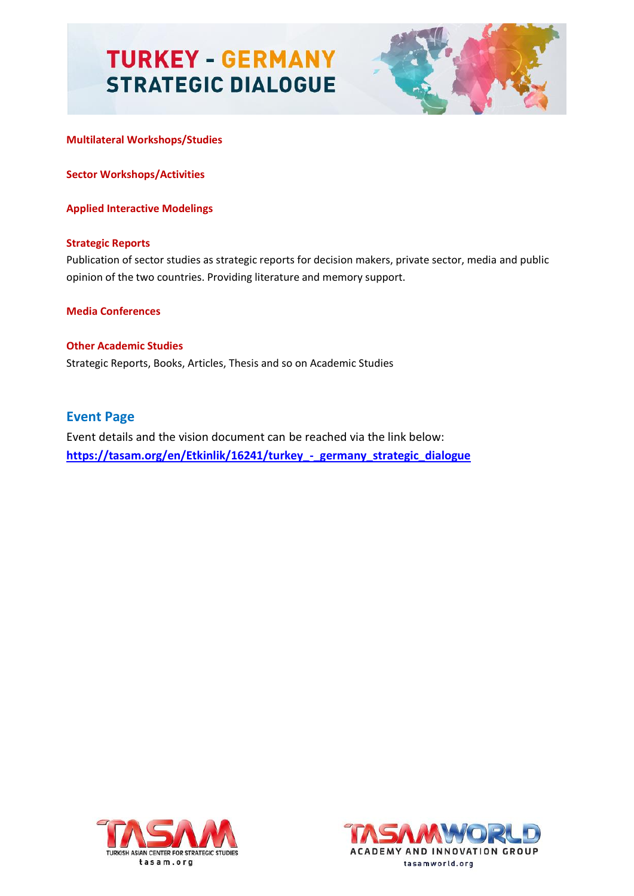**Multilateral Workshops/Studies**

**Sector Workshops/Activities**

**Applied Interactive Modelings**

**Strategic Reports**

Publication of sector studies as strategic reports for decision makers, private sector, media and public opinion of the two countries. Providing literature and memory support.

**Media Conferences**

**Other Academic Studies**

Strategic Reports, Books, Articles, Thesis and so on Academic Studies

## Event Page

Event details and the vision document can be reached via the link below:
**https://tasam.org/en/Etkinlik/16241/turkey_-_germany_strategic_dialogue**